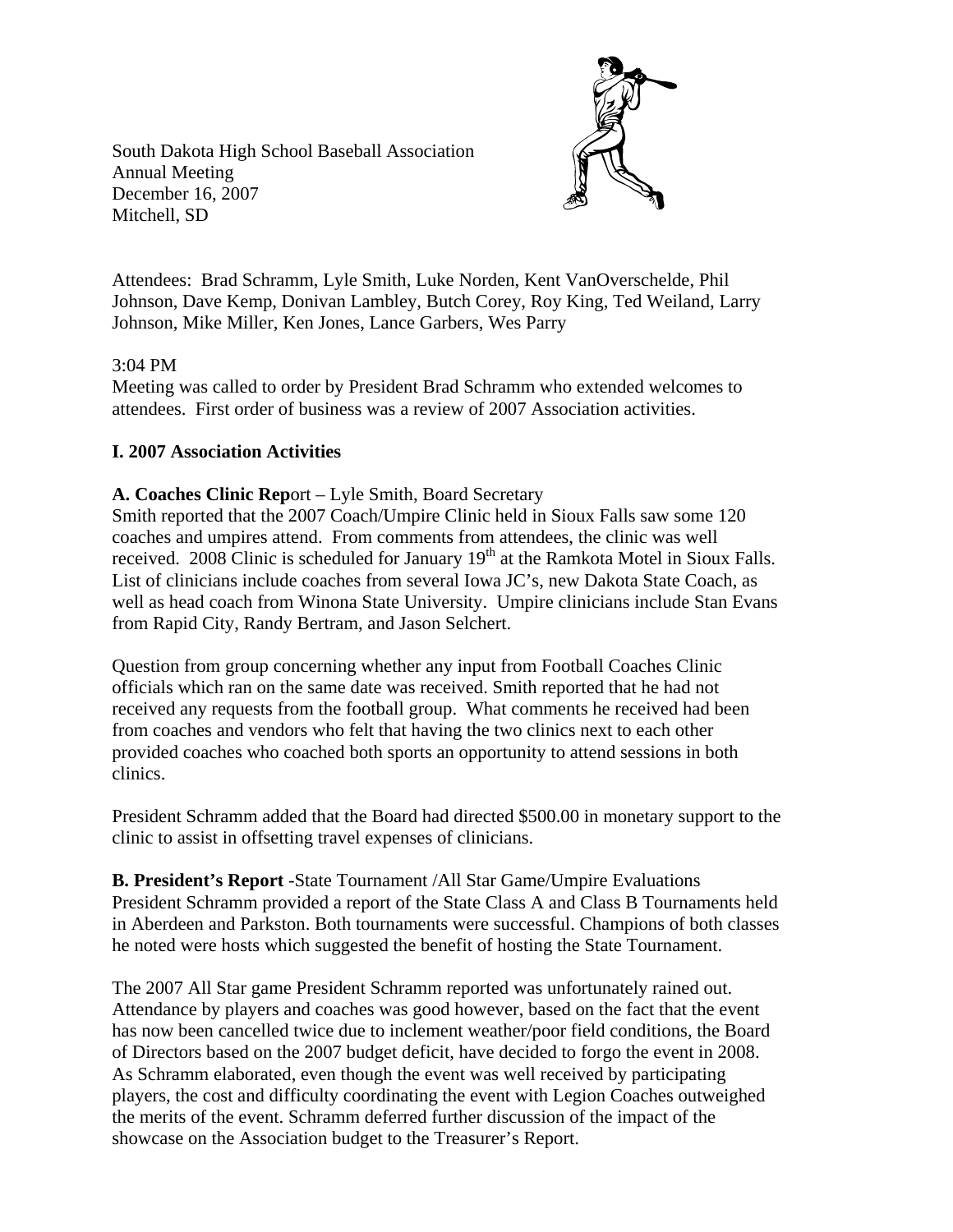South Dakota High School Baseball Association
Annual Meeting
December 16, 2007
Mitchell, SD

Attendees: Brad Schramm, Lyle Smith, Luke Norden, Kent VanOverschelde, Phil Johnson, Dave Kemp, Donivan Lambley, Butch Corey, Roy King, Ted Weiland, Larry Johnson, Mike Miller, Ken Jones, Lance Garbers, Wes Parry

3:04 PM
Meeting was called to order by President Brad Schramm who extended welcomes to attendees. First order of business was a review of 2007 Association activities.

## I. 2007 Association Activities

**A. Coaches Clinic Rep**ort – Lyle Smith, Board Secretary
Smith reported that the 2007 Coach/Umpire Clinic held in Sioux Falls saw some 120 coaches and umpires attend. From comments from attendees, the clinic was well received. 2008 Clinic is scheduled for January 19th at the Ramkota Motel in Sioux Falls. List of clinicians include coaches from several Iowa JC's, new Dakota State Coach, as well as head coach from Winona State University. Umpire clinicians include Stan Evans from Rapid City, Randy Bertram, and Jason Selchert.

Question from group concerning whether any input from Football Coaches Clinic officials which ran on the same date was received. Smith reported that he had not received any requests from the football group. What comments he received had been from coaches and vendors who felt that having the two clinics next to each other provided coaches who coached both sports an opportunity to attend sessions in both clinics.

President Schramm added that the Board had directed $500.00 in monetary support to the clinic to assist in offsetting travel expenses of clinicians.

**B. President's Report** -State Tournament /All Star Game/Umpire Evaluations
President Schramm provided a report of the State Class A and Class B Tournaments held in Aberdeen and Parkston. Both tournaments were successful. Champions of both classes he noted were hosts which suggested the benefit of hosting the State Tournament.

The 2007 All Star game President Schramm reported was unfortunately rained out. Attendance by players and coaches was good however, based on the fact that the event has now been cancelled twice due to inclement weather/poor field conditions, the Board of Directors based on the 2007 budget deficit, have decided to forgo the event in 2008. As Schramm elaborated, even though the event was well received by participating players, the cost and difficulty coordinating the event with Legion Coaches outweighed the merits of the event. Schramm deferred further discussion of the impact of the showcase on the Association budget to the Treasurer's Report.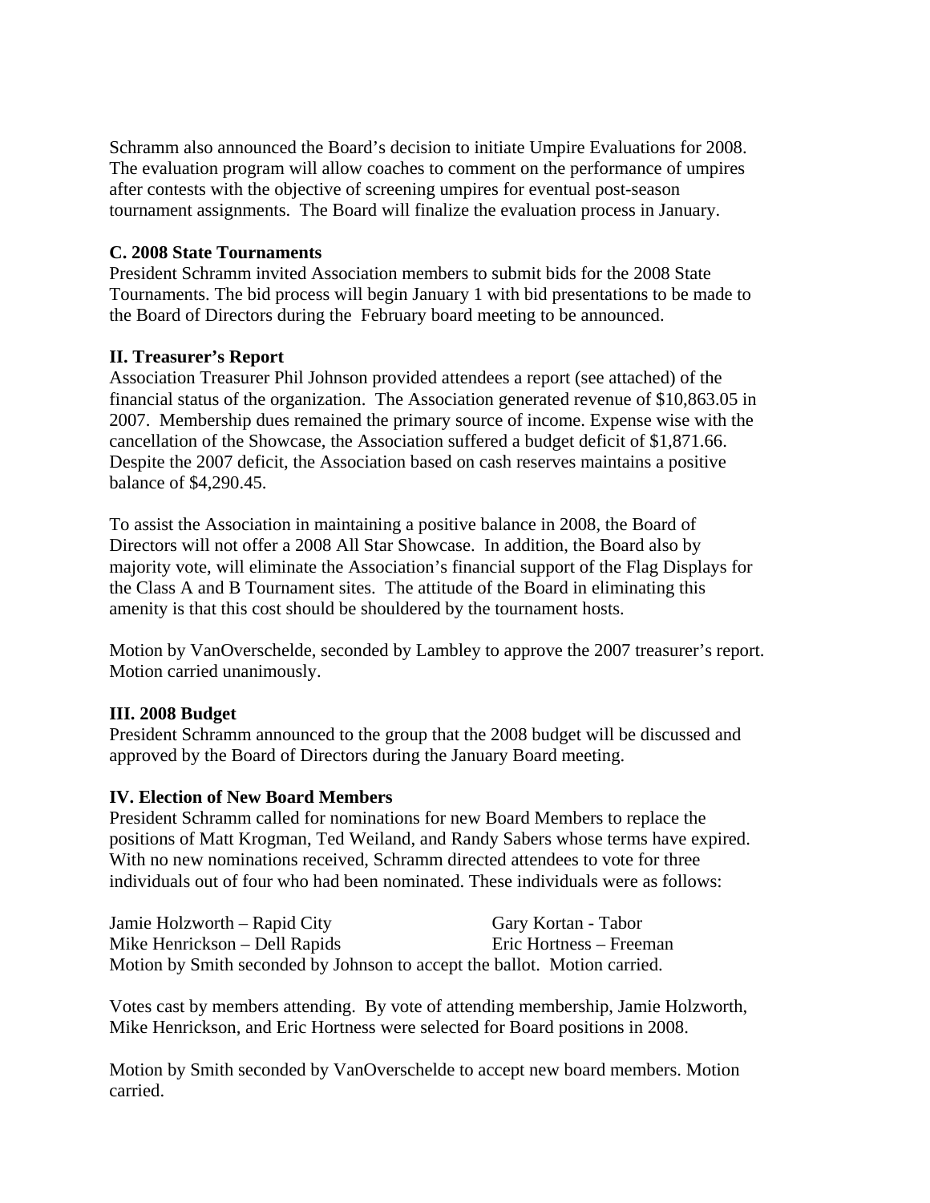Schramm also announced the Board's decision to initiate Umpire Evaluations for 2008. The evaluation program will allow coaches to comment on the performance of umpires after contests with the objective of screening umpires for eventual post-season tournament assignments. The Board will finalize the evaluation process in January.

**C. 2008 State Tournaments**

President Schramm invited Association members to submit bids for the 2008 State Tournaments. The bid process will begin January 1 with bid presentations to be made to the Board of Directors during the February board meeting to be announced.

**II. Treasurer's Report**

Association Treasurer Phil Johnson provided attendees a report (see attached) of the financial status of the organization. The Association generated revenue of $10,863.05 in 2007. Membership dues remained the primary source of income. Expense wise with the cancellation of the Showcase, the Association suffered a budget deficit of $1,871.66. Despite the 2007 deficit, the Association based on cash reserves maintains a positive balance of $4,290.45.

To assist the Association in maintaining a positive balance in 2008, the Board of Directors will not offer a 2008 All Star Showcase. In addition, the Board also by majority vote, will eliminate the Association's financial support of the Flag Displays for the Class A and B Tournament sites. The attitude of the Board in eliminating this amenity is that this cost should be shouldered by the tournament hosts.

Motion by VanOverschelde, seconded by Lambley to approve the 2007 treasurer's report. Motion carried unanimously.

**III. 2008 Budget**

President Schramm announced to the group that the 2008 budget will be discussed and approved by the Board of Directors during the January Board meeting.

**IV. Election of New Board Members**

President Schramm called for nominations for new Board Members to replace the positions of Matt Krogman, Ted Weiland, and Randy Sabers whose terms have expired. With no new nominations received, Schramm directed attendees to vote for three individuals out of four who had been nominated. These individuals were as follows:

Jamie Holzworth – Rapid City  
Gary Kortan - Tabor  
Mike Henrickson – Dell Rapids  
Eric Hortness – Freeman

Motion by Smith seconded by Johnson to accept the ballot. Motion carried.

Votes cast by members attending. By vote of attending membership, Jamie Holzworth, Mike Henrickson, and Eric Hortness were selected for Board positions in 2008.

Motion by Smith seconded by VanOverschelde to accept new board members. Motion carried.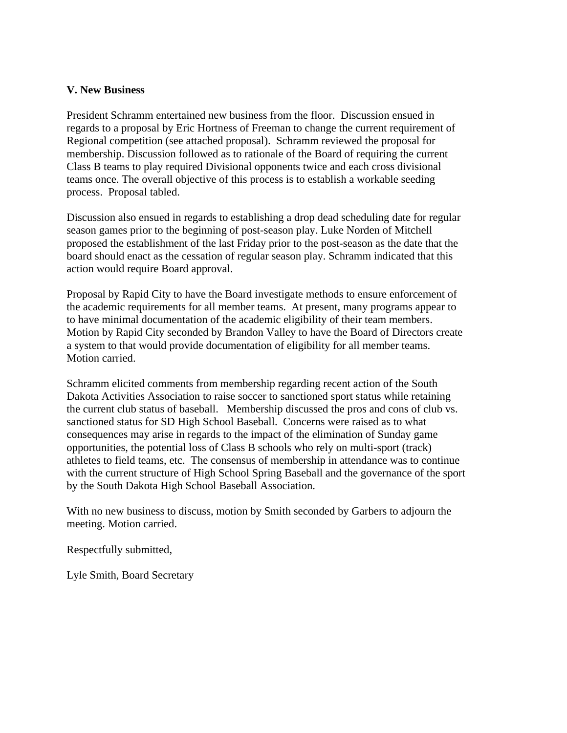## V. New Business

President Schramm entertained new business from the floor. Discussion ensued in regards to a proposal by Eric Hortness of Freeman to change the current requirement of Regional competition (see attached proposal). Schramm reviewed the proposal for membership. Discussion followed as to rationale of the Board of requiring the current Class B teams to play required Divisional opponents twice and each cross divisional teams once. The overall objective of this process is to establish a workable seeding process. Proposal tabled.

Discussion also ensued in regards to establishing a drop dead scheduling date for regular season games prior to the beginning of post-season play. Luke Norden of Mitchell proposed the establishment of the last Friday prior to the post-season as the date that the board should enact as the cessation of regular season play. Schramm indicated that this action would require Board approval.

Proposal by Rapid City to have the Board investigate methods to ensure enforcement of the academic requirements for all member teams. At present, many programs appear to to have minimal documentation of the academic eligibility of their team members. Motion by Rapid City seconded by Brandon Valley to have the Board of Directors create a system to that would provide documentation of eligibility for all member teams. Motion carried.

Schramm elicited comments from membership regarding recent action of the South Dakota Activities Association to raise soccer to sanctioned sport status while retaining the current club status of baseball. Membership discussed the pros and cons of club vs. sanctioned status for SD High School Baseball. Concerns were raised as to what consequences may arise in regards to the impact of the elimination of Sunday game opportunities, the potential loss of Class B schools who rely on multi-sport (track) athletes to field teams, etc. The consensus of membership in attendance was to continue with the current structure of High School Spring Baseball and the governance of the sport by the South Dakota High School Baseball Association.

With no new business to discuss, motion by Smith seconded by Garbers to adjourn the meeting. Motion carried.

Respectfully submitted,

Lyle Smith, Board Secretary